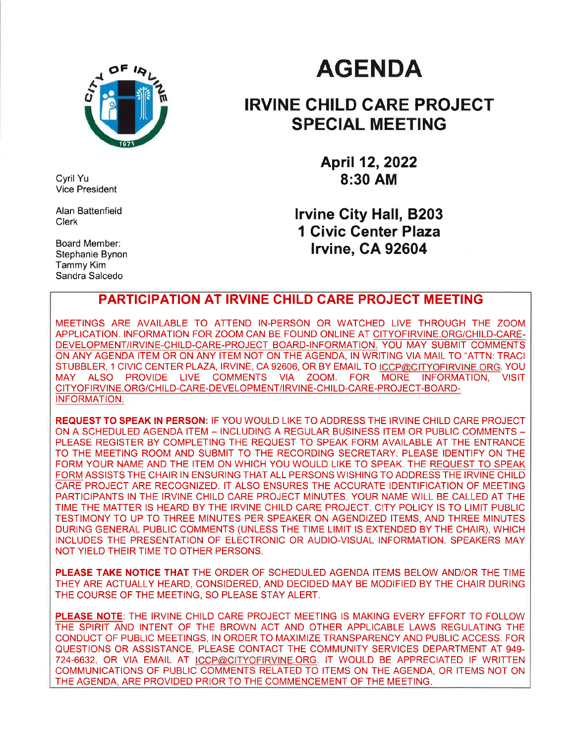# AGENDA

## IRVINE CHILD CARE PROJECT SPECIAL MEETING

**April 12, 2022**
**8:30 AM**

**Irvine City Hall, B203**
**1 Civic Center Plaza**
**Irvine, CA 92604**

Cyril Yu
Vice President

Alan Battenfield
Clerk

Board Member:
Stephanie Bynon
Tammy Kim
Sandra Salcedo

## PARTICIPATION AT IRVINE CHILD CARE PROJECT MEETING

MEETINGS ARE AVAILABLE TO ATTEND IN-PERSON OR WATCHED LIVE THROUGH THE ZOOM APPLICATION. INFORMATION FOR ZOOM CAN BE FOUND ONLINE AT CITYOFIRVINE.ORG/CHILD-CARE-DEVELOPMENT/IRVINE-CHILD-CARE-PROJECT BOARD-INFORMATION. YOU MAY SUBMIT COMMENTS ON ANY AGENDA ITEM OR ON ANY ITEM NOT ON THE AGENDA, IN WRITING VIA MAIL TO "ATTN: TRACI STUBBLER, 1 CIVIC CENTER PLAZA, IRVINE, CA 92606, OR BY EMAIL TO ICCP@CITYOFIRVINE.ORG. YOU MAY ALSO PROVIDE LIVE COMMENTS VIA ZOOM. FOR MORE INFORMATION, VISIT CITYOFIRVINE.ORG/CHILD-CARE-DEVELOPMENT/IRVINE-CHILD-CARE-PROJECT-BOARD-INFORMATION.

**REQUEST TO SPEAK IN PERSON:** IF YOU WOULD LIKE TO ADDRESS THE IRVINE CHILD CARE PROJECT ON A SCHEDULED AGENDA ITEM – INCLUDING A REGULAR BUSINESS ITEM OR PUBLIC COMMENTS – PLEASE REGISTER BY COMPLETING THE REQUEST TO SPEAK FORM AVAILABLE AT THE ENTRANCE TO THE MEETING ROOM AND SUBMIT TO THE RECORDING SECRETARY. PLEASE IDENTIFY ON THE FORM YOUR NAME AND THE ITEM ON WHICH YOU WOULD LIKE TO SPEAK. THE REQUEST TO SPEAK FORM ASSISTS THE CHAIR IN ENSURING THAT ALL PERSONS WISHING TO ADDRESS THE IRVINE CHILD CARE PROJECT ARE RECOGNIZED. IT ALSO ENSURES THE ACCURATE IDENTIFICATION OF MEETING PARTICIPANTS IN THE IRVINE CHILD CARE PROJECT MINUTES. YOUR NAME WILL BE CALLED AT THE TIME THE MATTER IS HEARD BY THE IRVINE CHILD CARE PROJECT. CITY POLICY IS TO LIMIT PUBLIC TESTIMONY TO UP TO THREE MINUTES PER SPEAKER ON AGENDIZED ITEMS, AND THREE MINUTES DURING GENERAL PUBLIC COMMENTS (UNLESS THE TIME LIMIT IS EXTENDED BY THE CHAIR), WHICH INCLUDES THE PRESENTATION OF ELECTRONIC OR AUDIO-VISUAL INFORMATION. SPEAKERS MAY NOT YIELD THEIR TIME TO OTHER PERSONS.

**PLEASE TAKE NOTICE THAT** THE ORDER OF SCHEDULED AGENDA ITEMS BELOW AND/OR THE TIME THEY ARE ACTUALLY HEARD, CONSIDERED, AND DECIDED MAY BE MODIFIED BY THE CHAIR DURING THE COURSE OF THE MEETING, SO PLEASE STAY ALERT.

**PLEASE NOTE**: THE IRVINE CHILD CARE PROJECT MEETING IS MAKING EVERY EFFORT TO FOLLOW THE SPIRIT AND INTENT OF THE BROWN ACT AND OTHER APPLICABLE LAWS REGULATING THE CONDUCT OF PUBLIC MEETINGS, IN ORDER TO MAXIMIZE TRANSPARENCY AND PUBLIC ACCESS. FOR QUESTIONS OR ASSISTANCE, PLEASE CONTACT THE COMMUNITY SERVICES DEPARTMENT AT 949-724-6632, OR VIA EMAIL AT ICCP@CITYOFIRVINE.ORG. IT WOULD BE APPRECIATED IF WRITTEN COMMUNICATIONS OF PUBLIC COMMENTS RELATED TO ITEMS ON THE AGENDA, OR ITEMS NOT ON THE AGENDA, ARE PROVIDED PRIOR TO THE COMMENCEMENT OF THE MEETING.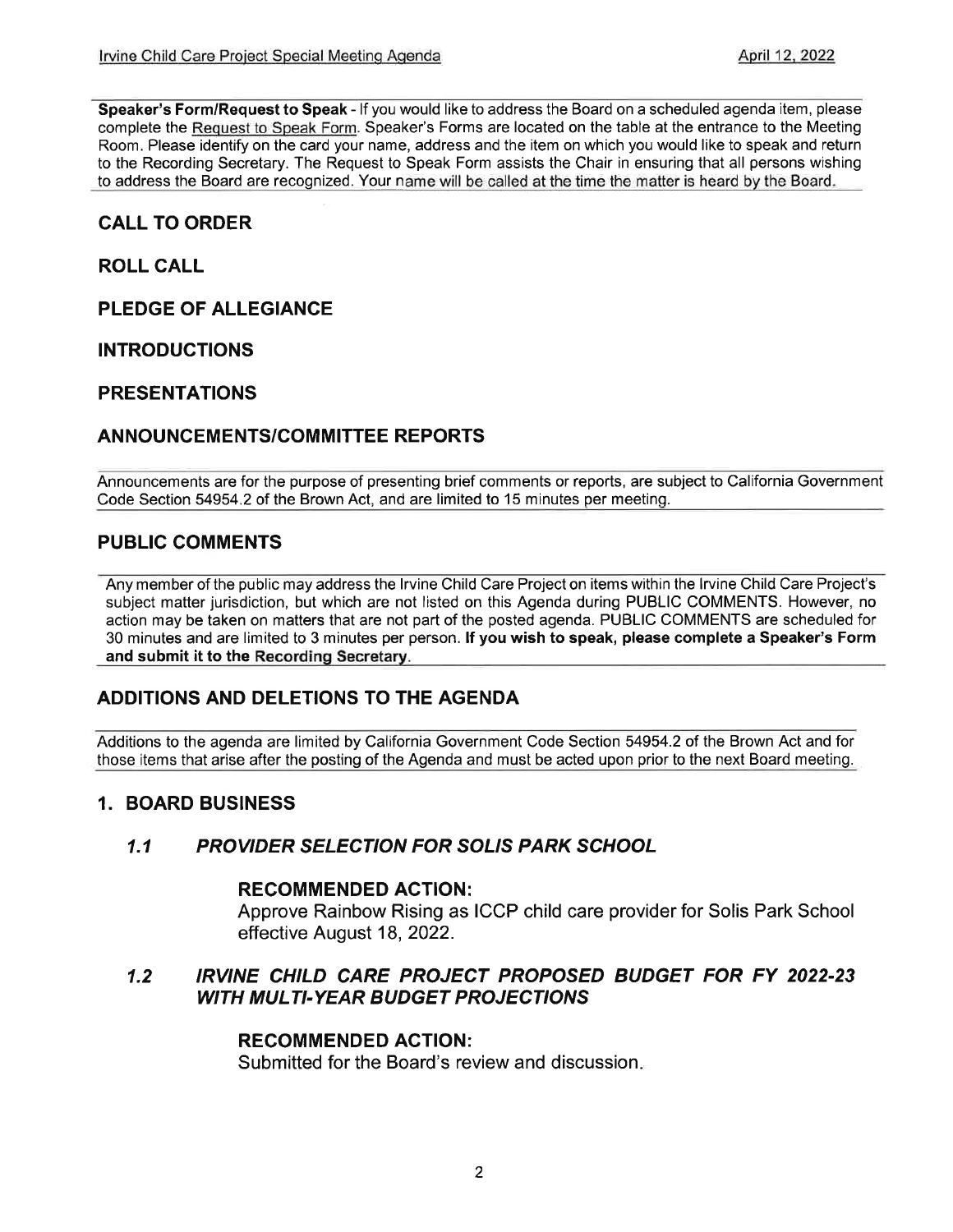**Speaker's Form/Request to Speak** - If you would like to address the Board on a scheduled agenda item, please complete the Request to Speak Form. Speaker's Forms are located on the table at the entrance to the Meeting Room. Please identify on the card your name, address and the item on which you would like to speak and return to the Recording Secretary. The Request to Speak Form assists the Chair in ensuring that all persons wishing to address the Board are recognized. Your name will be called at the time the matter is heard by the Board.

## CALL TO ORDER

## ROLL CALL

## PLEDGE OF ALLEGIANCE

## INTRODUCTIONS

## PRESENTATIONS

## ANNOUNCEMENTS/COMMITTEE REPORTS

Announcements are for the purpose of presenting brief comments or reports, are subject to California Government Code Section 54954.2 of the Brown Act, and are limited to 15 minutes per meeting.

## PUBLIC COMMENTS

Any member of the public may address the Irvine Child Care Project on items within the Irvine Child Care Project's subject matter jurisdiction, but which are not listed on this Agenda during PUBLIC COMMENTS. However, no action may be taken on matters that are not part of the posted agenda. PUBLIC COMMENTS are scheduled for 30 minutes and are limited to 3 minutes per person. **If you wish to speak, please complete a Speaker's Form and submit it to the Recording Secretary.**

## ADDITIONS AND DELETIONS TO THE AGENDA

Additions to the agenda are limited by California Government Code Section 54954.2 of the Brown Act and for those items that arise after the posting of the Agenda and must be acted upon prior to the next Board meeting.

## 1. BOARD BUSINESS

### *1.1 PROVIDER SELECTION FOR SOLIS PARK SCHOOL*

**RECOMMENDED ACTION:**

Approve Rainbow Rising as ICCP child care provider for Solis Park School effective August 18, 2022.

### *1.2 IRVINE CHILD CARE PROJECT PROPOSED BUDGET FOR FY 2022-23 WITH MULTI-YEAR BUDGET PROJECTIONS*

**RECOMMENDED ACTION:**

Submitted for the Board's review and discussion.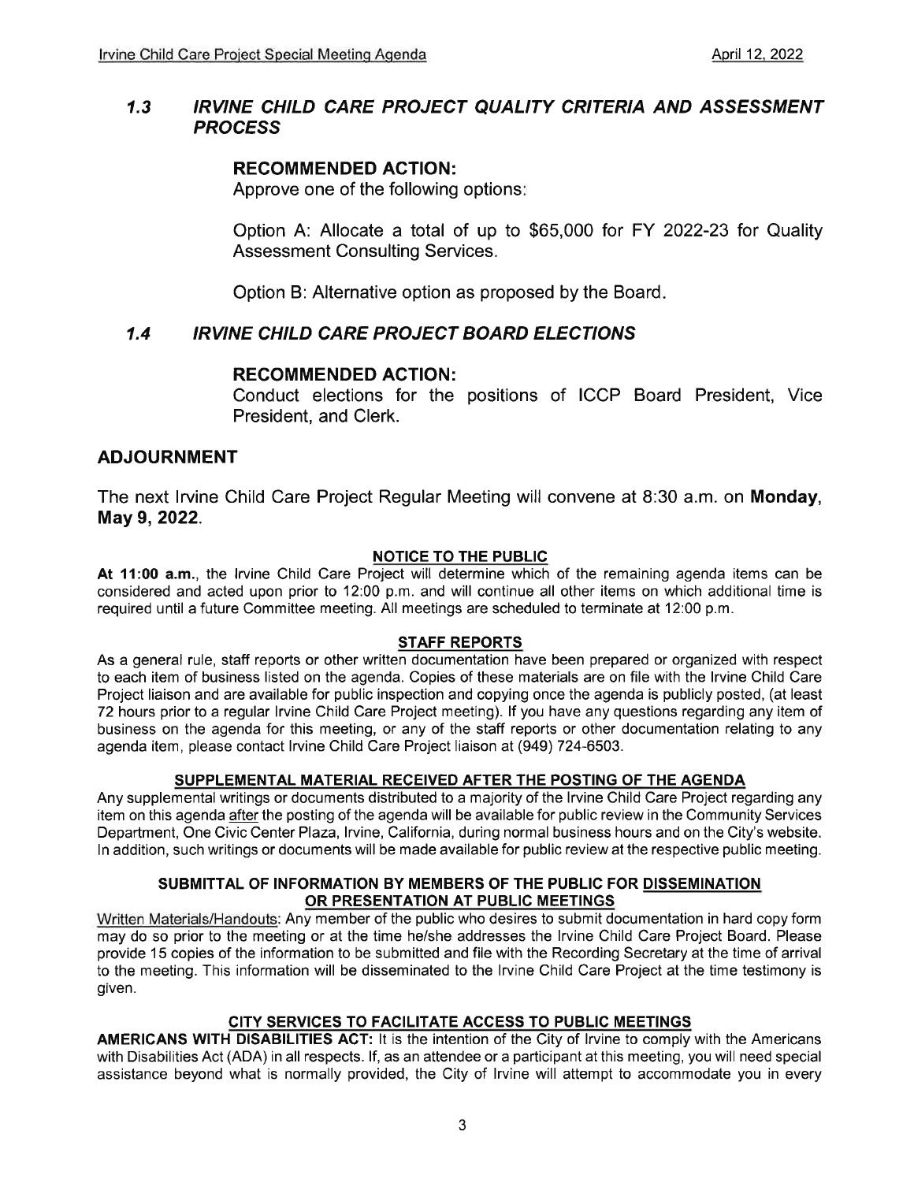### *1.3 IRVINE CHILD CARE PROJECT QUALITY CRITERIA AND ASSESSMENT PROCESS*

**RECOMMENDED ACTION:**

Approve one of the following options:

Option A: Allocate a total of up to $65,000 for FY 2022-23 for Quality Assessment Consulting Services.

Option B: Alternative option as proposed by the Board.

### *1.4 IRVINE CHILD CARE PROJECT BOARD ELECTIONS*

**RECOMMENDED ACTION:**

Conduct elections for the positions of ICCP Board President, Vice President, and Clerk.

## ADJOURNMENT

The next Irvine Child Care Project Regular Meeting will convene at 8:30 a.m. on **Monday, May 9, 2022**.

**NOTICE TO THE PUBLIC**

**At 11:00 a.m.**, the Irvine Child Care Project will determine which of the remaining agenda items can be considered and acted upon prior to 12:00 p.m. and will continue all other items on which additional time is required until a future Committee meeting. All meetings are scheduled to terminate at 12:00 p.m.

**STAFF REPORTS**

As a general rule, staff reports or other written documentation have been prepared or organized with respect to each item of business listed on the agenda. Copies of these materials are on file with the Irvine Child Care Project liaison and are available for public inspection and copying once the agenda is publicly posted, (at least 72 hours prior to a regular Irvine Child Care Project meeting). If you have any questions regarding any item of business on the agenda for this meeting, or any of the staff reports or other documentation relating to any agenda item, please contact Irvine Child Care Project liaison at (949) 724-6503.

**SUPPLEMENTAL MATERIAL RECEIVED AFTER THE POSTING OF THE AGENDA**

Any supplemental writings or documents distributed to a majority of the Irvine Child Care Project regarding any item on this agenda after the posting of the agenda will be available for public review in the Community Services Department, One Civic Center Plaza, Irvine, California, during normal business hours and on the City's website. In addition, such writings or documents will be made available for public review at the respective public meeting.

**SUBMITTAL OF INFORMATION BY MEMBERS OF THE PUBLIC FOR DISSEMINATION OR PRESENTATION AT PUBLIC MEETINGS**

Written Materials/Handouts: Any member of the public who desires to submit documentation in hard copy form may do so prior to the meeting or at the time he/she addresses the Irvine Child Care Project Board. Please provide 15 copies of the information to be submitted and file with the Recording Secretary at the time of arrival to the meeting. This information will be disseminated to the Irvine Child Care Project at the time testimony is given.

**CITY SERVICES TO FACILITATE ACCESS TO PUBLIC MEETINGS**

**AMERICANS WITH DISABILITIES ACT:** It is the intention of the City of Irvine to comply with the Americans with Disabilities Act (ADA) in all respects. If, as an attendee or a participant at this meeting, you will need special assistance beyond what is normally provided, the City of Irvine will attempt to accommodate you in every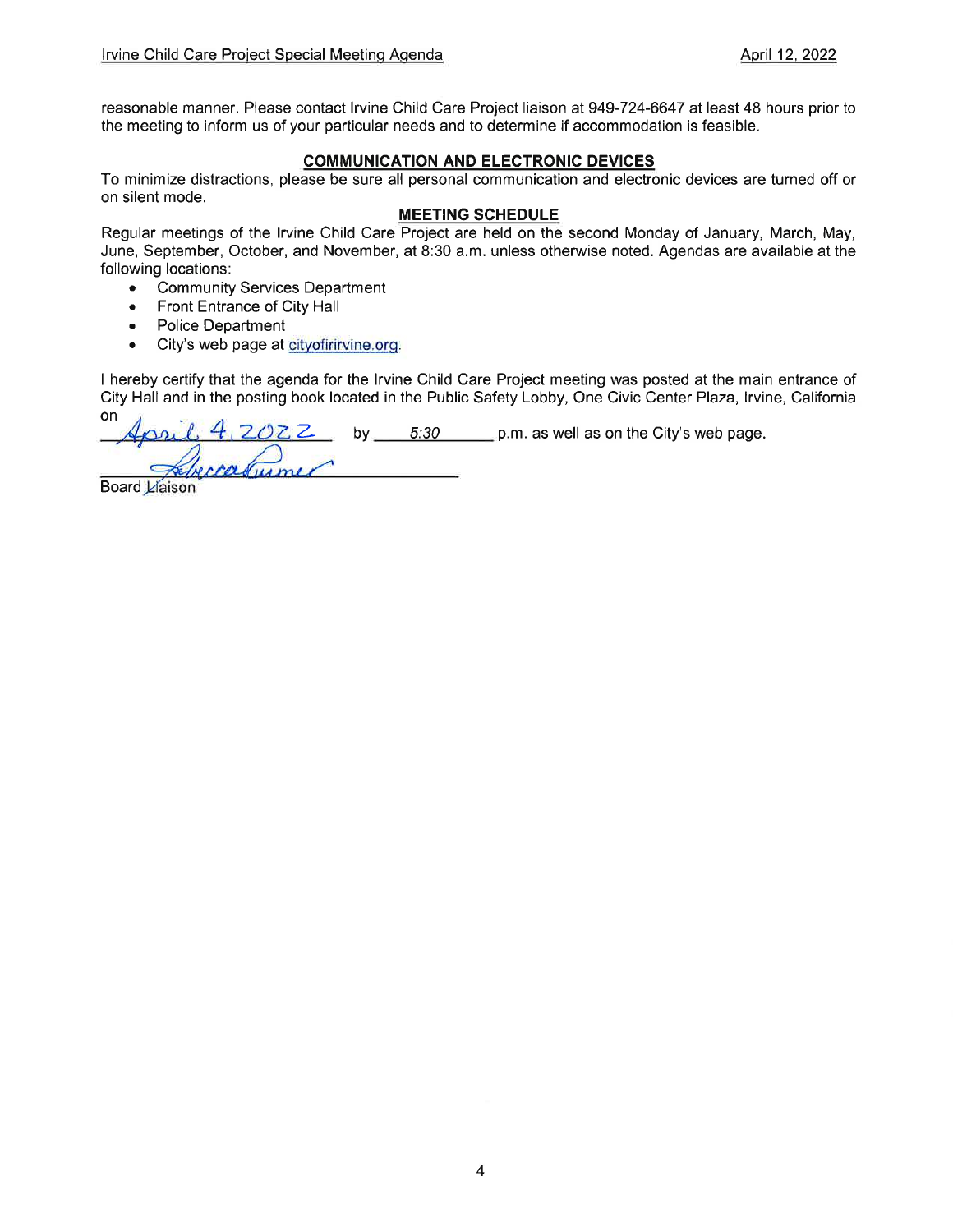reasonable manner. Please contact Irvine Child Care Project liaison at 949-724-6647 at least 48 hours prior to the meeting to inform us of your particular needs and to determine if accommodation is feasible.

## COMMUNICATION AND ELECTRONIC DEVICES

To minimize distractions, please be sure all personal communication and electronic devices are turned off or on silent mode.

## MEETING SCHEDULE

Regular meetings of the Irvine Child Care Project are held on the second Monday of January, March, May, June, September, October, and November, at 8:30 a.m. unless otherwise noted. Agendas are available at the following locations:

- Community Services Department
- Front Entrance of City Hall
- Police Department
- City's web page at cityofirirvine.org.

I hereby certify that the agenda for the Irvine Child Care Project meeting was posted at the main entrance of City Hall and in the posting book located in the Public Safety Lobby, One Civic Center Plaza, Irvine, California on April 4, 2022 by 5:30 p.m. as well as on the City's web page.

Rebecca Rumer

Board Liaison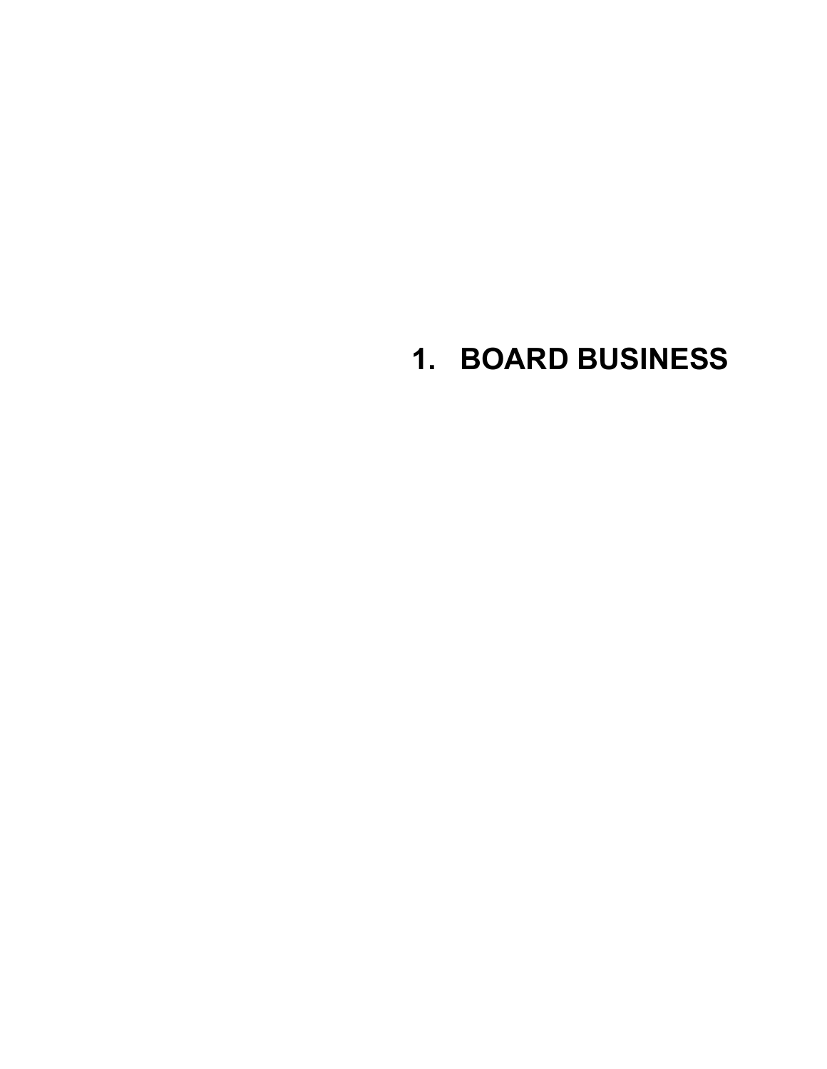# 1. BOARD BUSINESS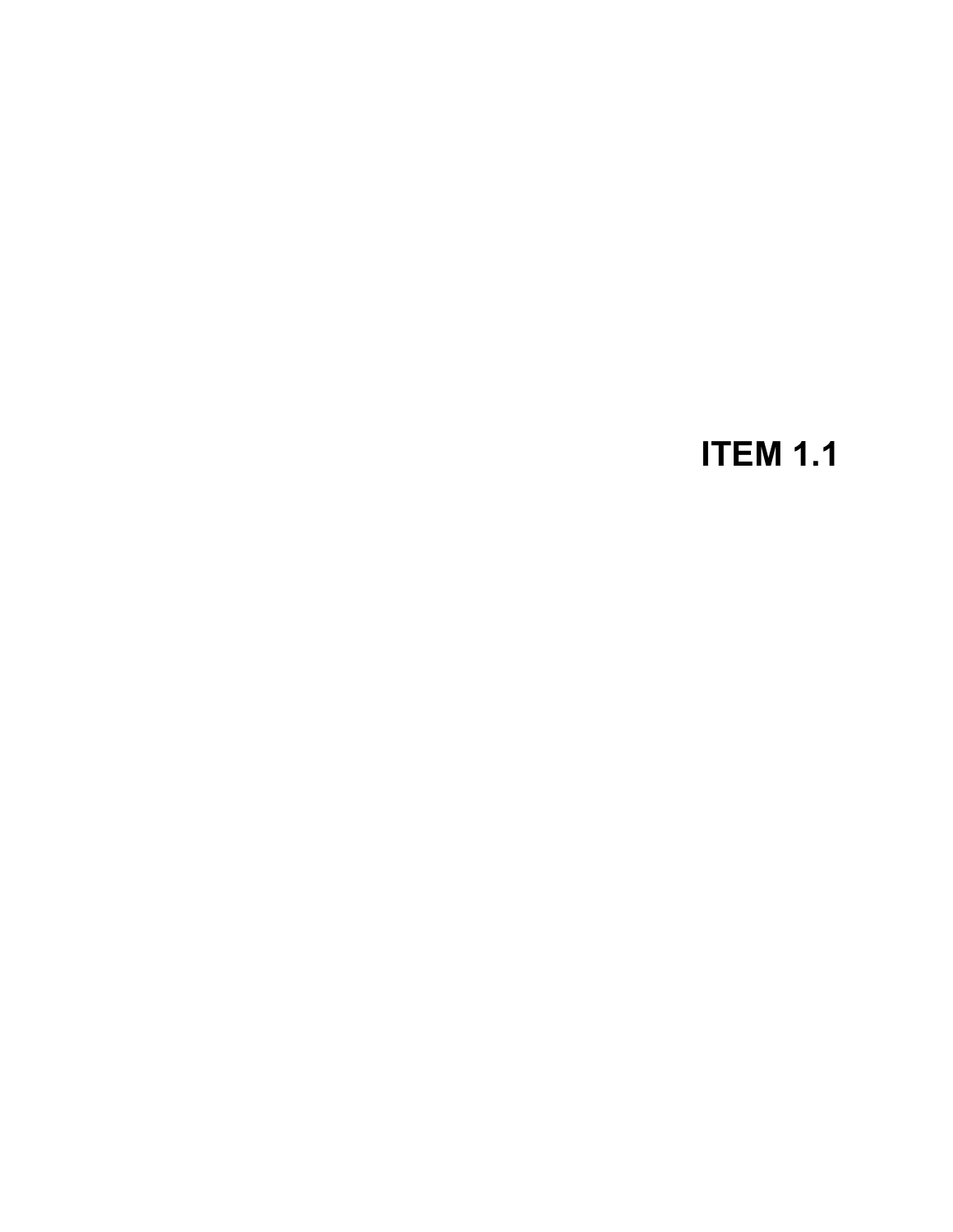# ITEM 1.1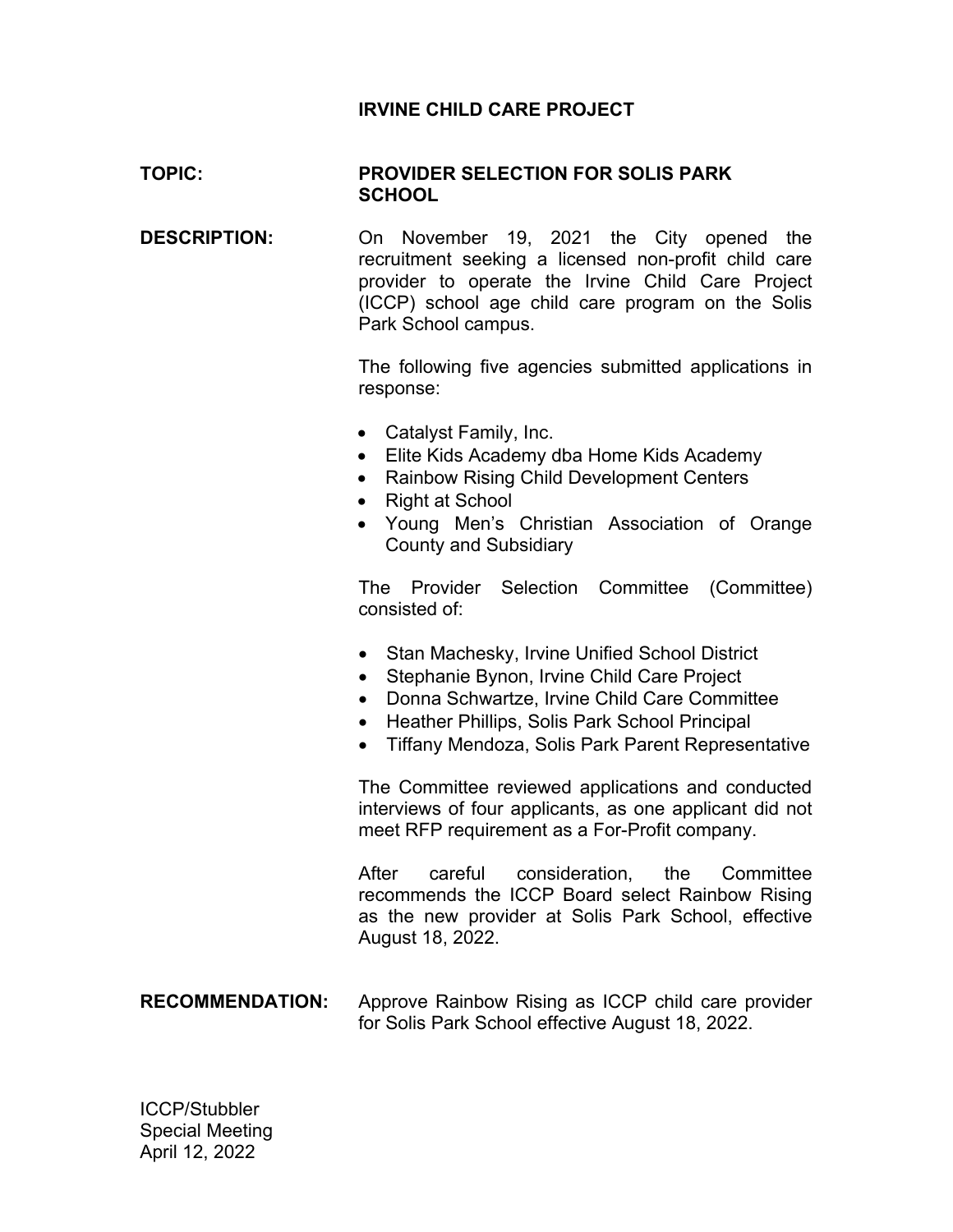# IRVINE CHILD CARE PROJECT

**TOPIC:** **PROVIDER SELECTION FOR SOLIS PARK SCHOOL**

**DESCRIPTION:** On November 19, 2021 the City opened the recruitment seeking a licensed non-profit child care provider to operate the Irvine Child Care Project (ICCP) school age child care program on the Solis Park School campus.

The following five agencies submitted applications in response:

- Catalyst Family, Inc.
- Elite Kids Academy dba Home Kids Academy
- Rainbow Rising Child Development Centers
- Right at School
- Young Men's Christian Association of Orange County and Subsidiary

The Provider Selection Committee (Committee) consisted of:

- Stan Machesky, Irvine Unified School District
- Stephanie Bynon, Irvine Child Care Project
- Donna Schwartze, Irvine Child Care Committee
- Heather Phillips, Solis Park School Principal
- Tiffany Mendoza, Solis Park Parent Representative

The Committee reviewed applications and conducted interviews of four applicants, as one applicant did not meet RFP requirement as a For-Profit company.

After careful consideration, the Committee recommends the ICCP Board select Rainbow Rising as the new provider at Solis Park School, effective August 18, 2022.

**RECOMMENDATION:** Approve Rainbow Rising as ICCP child care provider for Solis Park School effective August 18, 2022.

ICCP/Stubbler
Special Meeting
April 12, 2022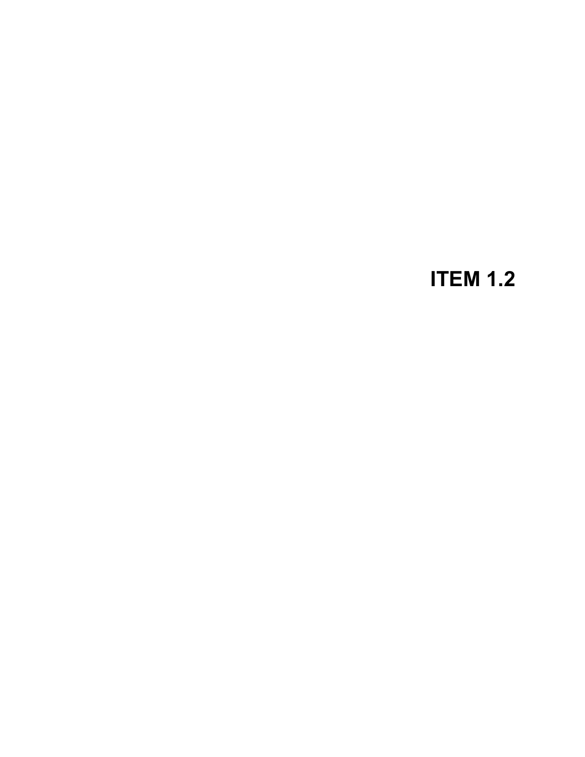# ITEM 1.2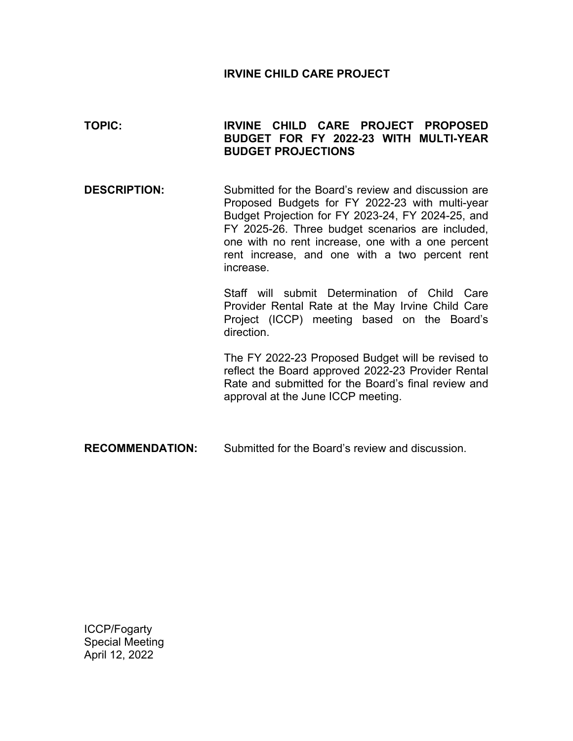# IRVINE CHILD CARE PROJECT

**TOPIC:** **IRVINE CHILD CARE PROJECT PROPOSED BUDGET FOR FY 2022-23 WITH MULTI-YEAR BUDGET PROJECTIONS**

**DESCRIPTION:** Submitted for the Board's review and discussion are Proposed Budgets for FY 2022-23 with multi-year Budget Projection for FY 2023-24, FY 2024-25, and FY 2025-26. Three budget scenarios are included, one with no rent increase, one with a one percent rent increase, and one with a two percent rent increase.

Staff will submit Determination of Child Care Provider Rental Rate at the May Irvine Child Care Project (ICCP) meeting based on the Board's direction.

The FY 2022-23 Proposed Budget will be revised to reflect the Board approved 2022-23 Provider Rental Rate and submitted for the Board's final review and approval at the June ICCP meeting.

**RECOMMENDATION:** Submitted for the Board's review and discussion.

ICCP/Fogarty
Special Meeting
April 12, 2022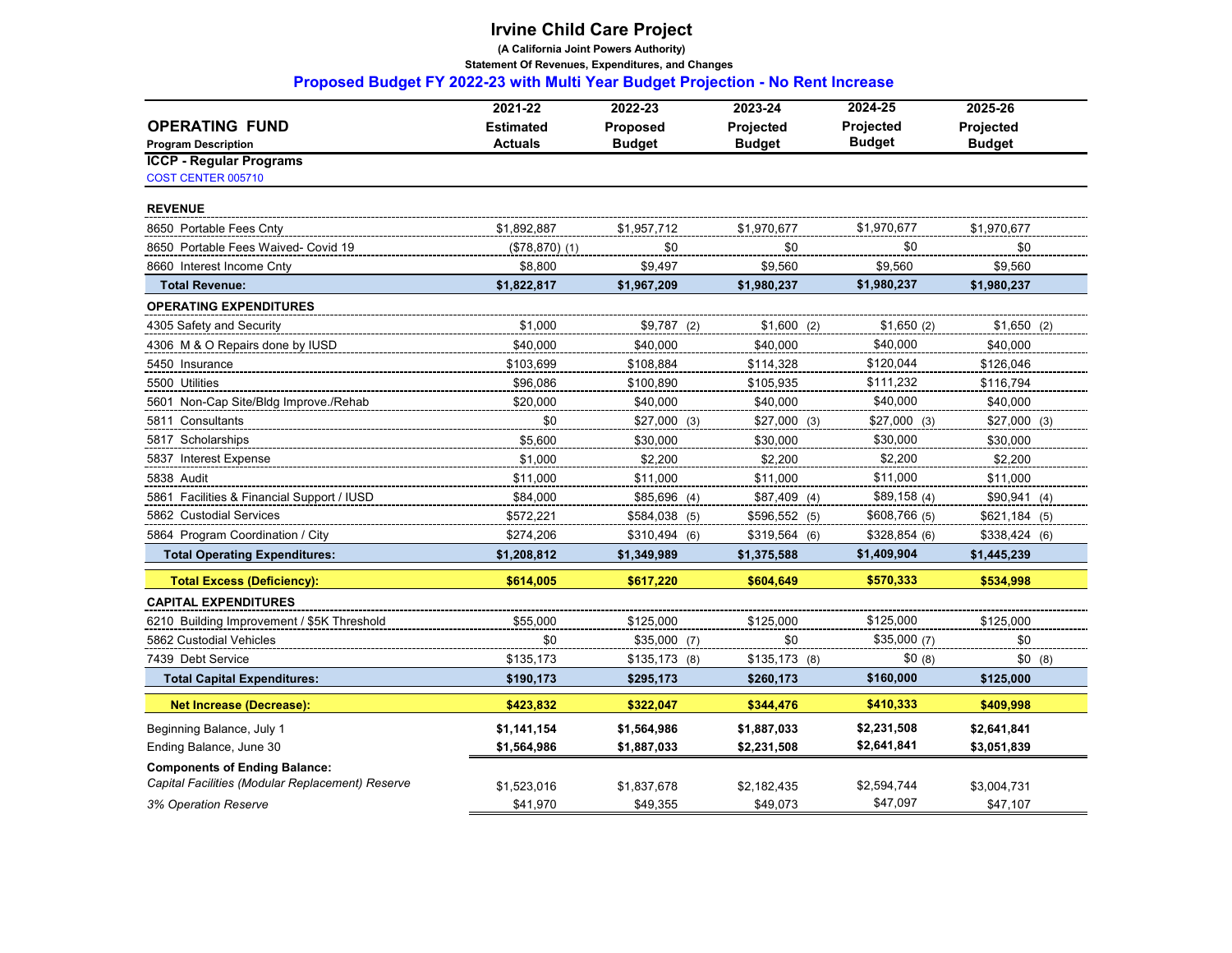# Irvine Child Care Project

**(A California Joint Powers Authority)**

**Statement Of Revenues, Expenditures, and Changes**

## Proposed Budget FY 2022-23 with Multi Year Budget Projection - No Rent Increase

| OPERATING FUND<br>Program Description | 2021-22<br>Estimated<br>Actuals | 2022-23<br>Proposed<br>Budget | 2023-24<br>Projected<br>Budget | 2024-25<br>Projected<br>Budget | 2025-26<br>Projected<br>Budget |
|---|---|---|---|---|---|
| **ICCP - Regular Programs** | | | | | |
| COST CENTER 005710 | | | | | |
| **REVENUE** | | | | | |
| 8650 Portable Fees Cnty | $1,892,887 | $1,957,712 | $1,970,677 | $1,970,677 | $1,970,677 |
| 8650 Portable Fees Waived- Covid 19 | ($78,870) (1) | $0 | $0 | $0 | $0 |
| 8660 Interest Income Cnty | $8,800 | $9,497 | $9,560 | $9,560 | $9,560 |
| **Total Revenue:** | **$1,822,817** | **$1,967,209** | **$1,980,237** | **$1,980,237** | **$1,980,237** |
| **OPERATING EXPENDITURES** | | | | | |
| 4305 Safety and Security | $1,000 | $9,787 (2) | $1,600 (2) | $1,650 (2) | $1,650 (2) |
| 4306 M & O Repairs done by IUSD | $40,000 | $40,000 | $40,000 | $40,000 | $40,000 |
| 5450 Insurance | $103,699 | $108,884 | $114,328 | $120,044 | $126,046 |
| 5500 Utilities | $96,086 | $100,890 | $105,935 | $111,232 | $116,794 |
| 5601 Non-Cap Site/Bldg Improve./Rehab | $20,000 | $40,000 | $40,000 | $40,000 | $40,000 |
| 5811 Consultants | $0 | $27,000 (3) | $27,000 (3) | $27,000 (3) | $27,000 (3) |
| 5817 Scholarships | $5,600 | $30,000 | $30,000 | $30,000 | $30,000 |
| 5837 Interest Expense | $1,000 | $2,200 | $2,200 | $2,200 | $2,200 |
| 5838 Audit | $11,000 | $11,000 | $11,000 | $11,000 | $11,000 |
| 5861 Facilities & Financial Support / IUSD | $84,000 | $85,696 (4) | $87,409 (4) | $89,158 (4) | $90,941 (4) |
| 5862 Custodial Services | $572,221 | $584,038 (5) | $596,552 (5) | $608,766 (5) | $621,184 (5) |
| 5864 Program Coordination / City | $274,206 | $310,494 (6) | $319,564 (6) | $328,854 (6) | $338,424 (6) |
| **Total Operating Expenditures:** | **$1,208,812** | **$1,349,989** | **$1,375,588** | **$1,409,904** | **$1,445,239** |
| **Total Excess (Deficiency):** | **$614,005** | **$617,220** | **$604,649** | **$570,333** | **$534,998** |
| **CAPITAL EXPENDITURES** | | | | | |
| 6210 Building Improvement / $5K Threshold | $55,000 | $125,000 | $125,000 | $125,000 | $125,000 |
| 5862 Custodial Vehicles | $0 | $35,000 (7) | $0 | $35,000 (7) | $0 |
| 7439 Debt Service | $135,173 | $135,173 (8) | $135,173 (8) | $0 (8) | $0 (8) |
| **Total Capital Expenditures:** | **$190,173** | **$295,173** | **$260,173** | **$160,000** | **$125,000** |
| **Net Increase (Decrease):** | **$423,832** | **$322,047** | **$344,476** | **$410,333** | **$409,998** |
| Beginning Balance, July 1 | **$1,141,154** | **$1,564,986** | **$1,887,033** | **$2,231,508** | **$2,641,841** |
| Ending Balance, June 30 | **$1,564,986** | **$1,887,033** | **$2,231,508** | **$2,641,841** | **$3,051,839** |
| **Components of Ending Balance:** | | | | | |
| *Capital Facilities (Modular Replacement) Reserve* | $1,523,016 | $1,837,678 | $2,182,435 | $2,594,744 | $3,004,731 |
| *3% Operation Reserve* | $41,970 | $49,355 | $49,073 | $47,097 | $47,107 |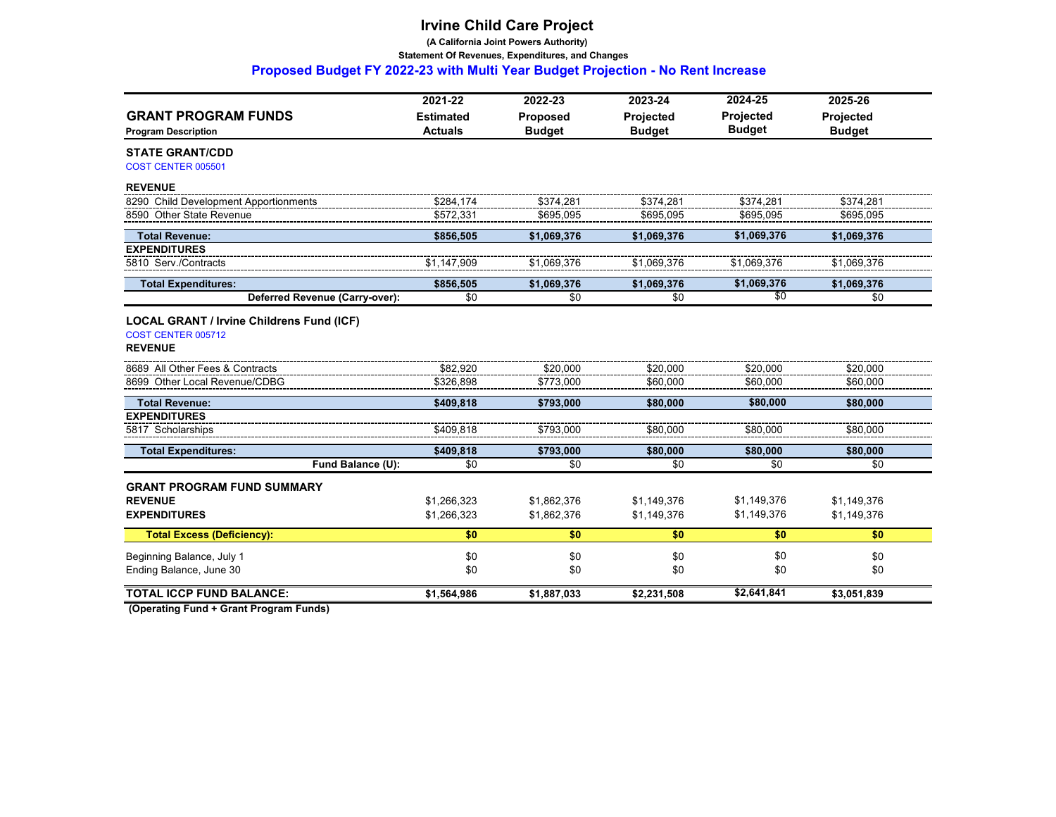# Irvine Child Care Project

**(A California Joint Powers Authority)**

**Statement Of Revenues, Expenditures, and Changes**

## Proposed Budget FY 2022-23 with Multi Year Budget Projection - No Rent Increase

| **GRANT PROGRAM FUNDS**<br>**Program Description** | **2021-22 Estimated Actuals** | **2022-23 Proposed Budget** | **2023-24 Projected Budget** | **2024-25 Projected Budget** | **2025-26 Projected Budget** |
|---|---|---|---|---|---|
| **STATE GRANT/CDD** | | | | | |
| COST CENTER 005501 | | | | | |
| **REVENUE** | | | | | |
| 8290 Child Development Apportionments | $284,174 | $374,281 | $374,281 | $374,281 | $374,281 |
| 8590 Other State Revenue | $572,331 | $695,095 | $695,095 | $695,095 | $695,095 |
| **Total Revenue:** | **$856,505** | **$1,069,376** | **$1,069,376** | **$1,069,376** | **$1,069,376** |
| **EXPENDITURES** | | | | | |
| 5810 Serv./Contracts | $1,147,909 | $1,069,376 | $1,069,376 | $1,069,376 | $1,069,376 |
| **Total Expenditures:** | **$856,505** | **$1,069,376** | **$1,069,376** | **$1,069,376** | **$1,069,376** |
| **Deferred Revenue (Carry-over):** | $0 | $0 | $0 | $0 | $0 |
| **LOCAL GRANT / Irvine Childrens Fund (ICF)** | | | | | |
| COST CENTER 005712 | | | | | |
| **REVENUE** | | | | | |
| 8689 All Other Fees & Contracts | $82,920 | $20,000 | $20,000 | $20,000 | $20,000 |
| 8699 Other Local Revenue/CDBG | $326,898 | $773,000 | $60,000 | $60,000 | $60,000 |
| **Total Revenue:** | **$409,818** | **$793,000** | **$80,000** | **$80,000** | **$80,000** |
| **EXPENDITURES** | | | | | |
| 5817 Scholarships | $409,818 | $793,000 | $80,000 | $80,000 | $80,000 |
| **Total Expenditures:** | **$409,818** | **$793,000** | **$80,000** | **$80,000** | **$80,000** |
| **Fund Balance (U):** | $0 | $0 | $0 | $0 | $0 |
| **GRANT PROGRAM FUND SUMMARY** | | | | | |
| **REVENUE** | $1,266,323 | $1,862,376 | $1,149,376 | $1,149,376 | $1,149,376 |
| **EXPENDITURES** | $1,266,323 | $1,862,376 | $1,149,376 | $1,149,376 | $1,149,376 |
| **Total Excess (Deficiency):** | **$0** | **$0** | **$0** | **$0** | **$0** |
| Beginning Balance, July 1 | $0 | $0 | $0 | $0 | $0 |
| Ending Balance, June 30 | $0 | $0 | $0 | $0 | $0 |
| **TOTAL ICCP FUND BALANCE:** | **$1,564,986** | **$1,887,033** | **$2,231,508** | **$2,641,841** | **$3,051,839** |

**(Operating Fund + Grant Program Funds)**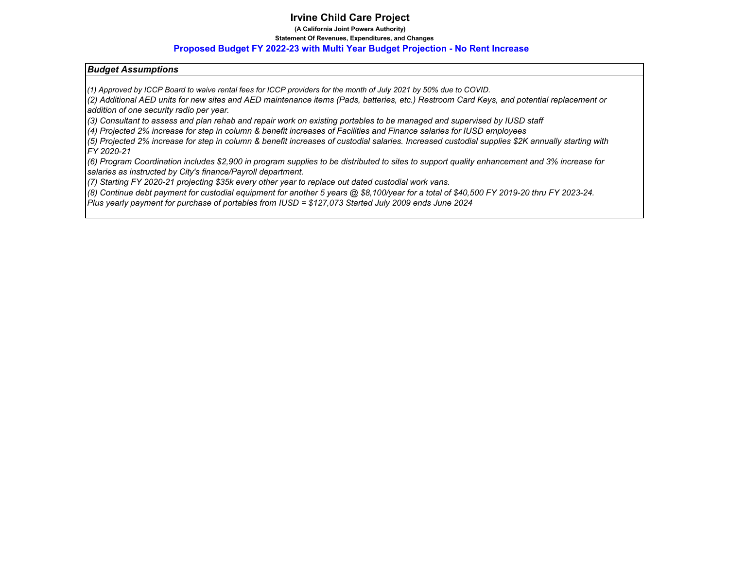# Irvine Child Care Project

**(A California Joint Powers Authority)**

**Statement Of Revenues, Expenditures, and Changes**

## Proposed Budget FY 2022-23 with Multi Year Budget Projection - No Rent Increase

### *Budget Assumptions*

*(1) Approved by ICCP Board to waive rental fees for ICCP providers for the month of July 2021 by 50% due to COVID.*

*(2) Additional AED units for new sites and AED maintenance items (Pads, batteries, etc.) Restroom Card Keys, and potential replacement or addition of one security radio per year.*

*(3) Consultant to assess and plan rehab and repair work on existing portables to be managed and supervised by IUSD staff*

*(4) Projected 2% increase for step in column & benefit increases of Facilities and Finance salaries for IUSD employees*

*(5) Projected 2% increase for step in column & benefit increases of custodial salaries. Increased custodial supplies $2K annually starting with FY 2020-21*

*(6) Program Coordination includes $2,900 in program supplies to be distributed to sites to support quality enhancement and 3% increase for salaries as instructed by City's finance/Payroll department.*

*(7) Starting FY 2020-21 projecting $35k every other year to replace out dated custodial work vans.*

*(8) Continue debt payment for custodial equipment for another 5 years @ $8,100/year for a total of $40,500 FY 2019-20 thru FY 2023-24. Plus yearly payment for purchase of portables from IUSD = $127,073 Started July 2009 ends June 2024*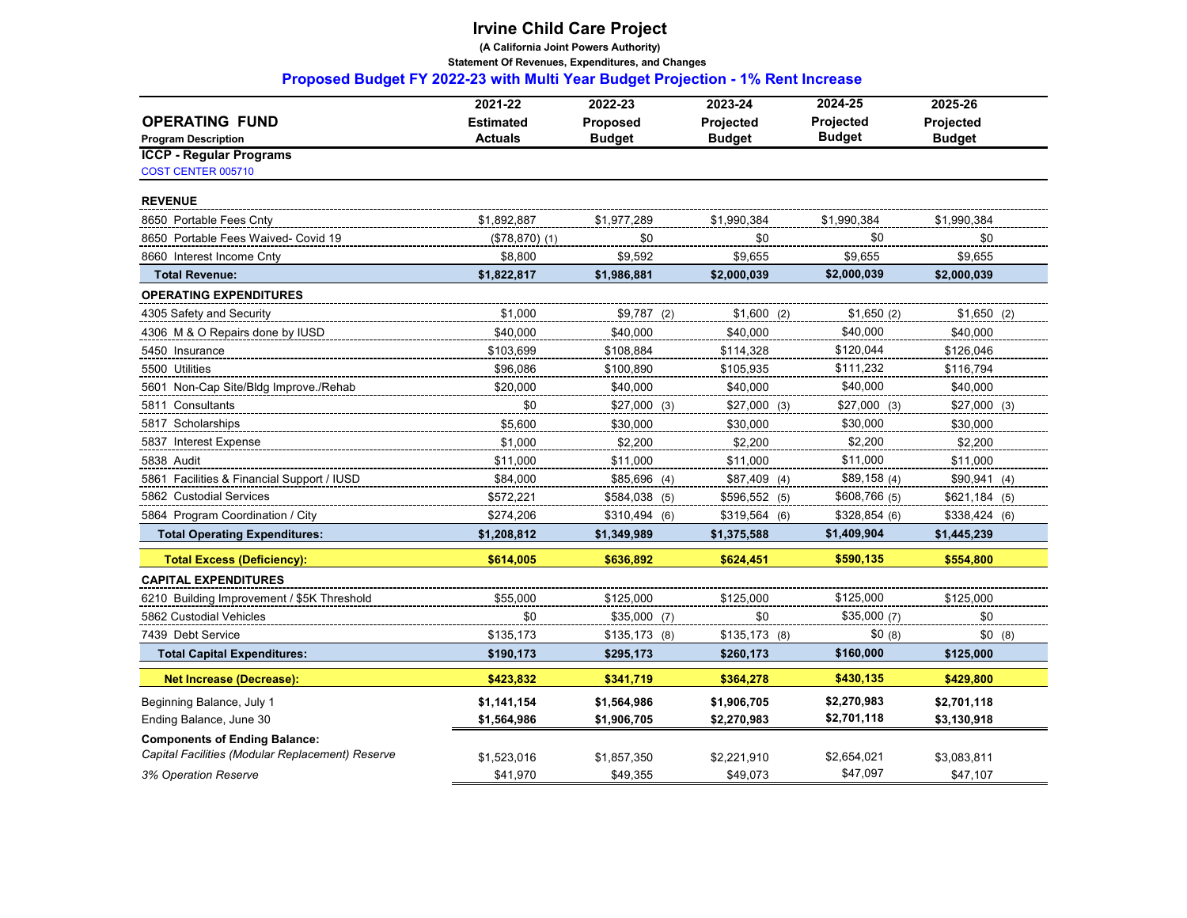# Irvine Child Care Project

**(A California Joint Powers Authority)**

**Statement Of Revenues, Expenditures, and Changes**

## Proposed Budget FY 2022-23 with Multi Year Budget Projection - 1% Rent Increase

| OPERATING FUND<br>Program Description | 2021-22<br>Estimated<br>Actuals | 2022-23<br>Proposed<br>Budget | 2023-24<br>Projected<br>Budget | 2024-25<br>Projected<br>Budget | 2025-26<br>Projected<br>Budget |
|---|---|---|---|---|---|
| **ICCP - Regular Programs** | | | | | |
| COST CENTER 005710 | | | | | |
| **REVENUE** | | | | | |
| 8650 Portable Fees Cnty | $1,892,887 | $1,977,289 | $1,990,384 | $1,990,384 | $1,990,384 |
| 8650 Portable Fees Waived- Covid 19 | ($78,870) (1) | $0 | $0 | $0 | $0 |
| 8660 Interest Income Cnty | $8,800 | $9,592 | $9,655 | $9,655 | $9,655 |
| **Total Revenue:** | **$1,822,817** | **$1,986,881** | **$2,000,039** | **$2,000,039** | **$2,000,039** |
| **OPERATING EXPENDITURES** | | | | | |
| 4305 Safety and Security | $1,000 | $9,787 (2) | $1,600 (2) | $1,650 (2) | $1,650 (2) |
| 4306 M & O Repairs done by IUSD | $40,000 | $40,000 | $40,000 | $40,000 | $40,000 |
| 5450 Insurance | $103,699 | $108,884 | $114,328 | $120,044 | $126,046 |
| 5500 Utilities | $96,086 | $100,890 | $105,935 | $111,232 | $116,794 |
| 5601 Non-Cap Site/Bldg Improve./Rehab | $20,000 | $40,000 | $40,000 | $40,000 | $40,000 |
| 5811 Consultants | $0 | $27,000 (3) | $27,000 (3) | $27,000 (3) | $27,000 (3) |
| 5817 Scholarships | $5,600 | $30,000 | $30,000 | $30,000 | $30,000 |
| 5837 Interest Expense | $1,000 | $2,200 | $2,200 | $2,200 | $2,200 |
| 5838 Audit | $11,000 | $11,000 | $11,000 | $11,000 | $11,000 |
| 5861 Facilities & Financial Support / IUSD | $84,000 | $85,696 (4) | $87,409 (4) | $89,158 (4) | $90,941 (4) |
| 5862 Custodial Services | $572,221 | $584,038 (5) | $596,552 (5) | $608,766 (5) | $621,184 (5) |
| 5864 Program Coordination / City | $274,206 | $310,494 (6) | $319,564 (6) | $328,854 (6) | $338,424 (6) |
| **Total Operating Expenditures:** | **$1,208,812** | **$1,349,989** | **$1,375,588** | **$1,409,904** | **$1,445,239** |
| **Total Excess (Deficiency):** | **$614,005** | **$636,892** | **$624,451** | **$590,135** | **$554,800** |
| **CAPITAL EXPENDITURES** | | | | | |
| 6210 Building Improvement / $5K Threshold | $55,000 | $125,000 | $125,000 | $125,000 | $125,000 |
| 5862 Custodial Vehicles | $0 | $35,000 (7) | $0 | $35,000 (7) | $0 |
| 7439 Debt Service | $135,173 | $135,173 (8) | $135,173 (8) | $0 (8) | $0 (8) |
| **Total Capital Expenditures:** | **$190,173** | **$295,173** | **$260,173** | **$160,000** | **$125,000** |
| **Net Increase (Decrease):** | **$423,832** | **$341,719** | **$364,278** | **$430,135** | **$429,800** |
| Beginning Balance, July 1 | **$1,141,154** | **$1,564,986** | **$1,906,705** | **$2,270,983** | **$2,701,118** |
| Ending Balance, June 30 | **$1,564,986** | **$1,906,705** | **$2,270,983** | **$2,701,118** | **$3,130,918** |
| **Components of Ending Balance:** | | | | | |
| *Capital Facilities (Modular Replacement) Reserve* | $1,523,016 | $1,857,350 | $2,221,910 | $2,654,021 | $3,083,811 |
| *3% Operation Reserve* | $41,970 | $49,355 | $49,073 | $47,097 | $47,107 |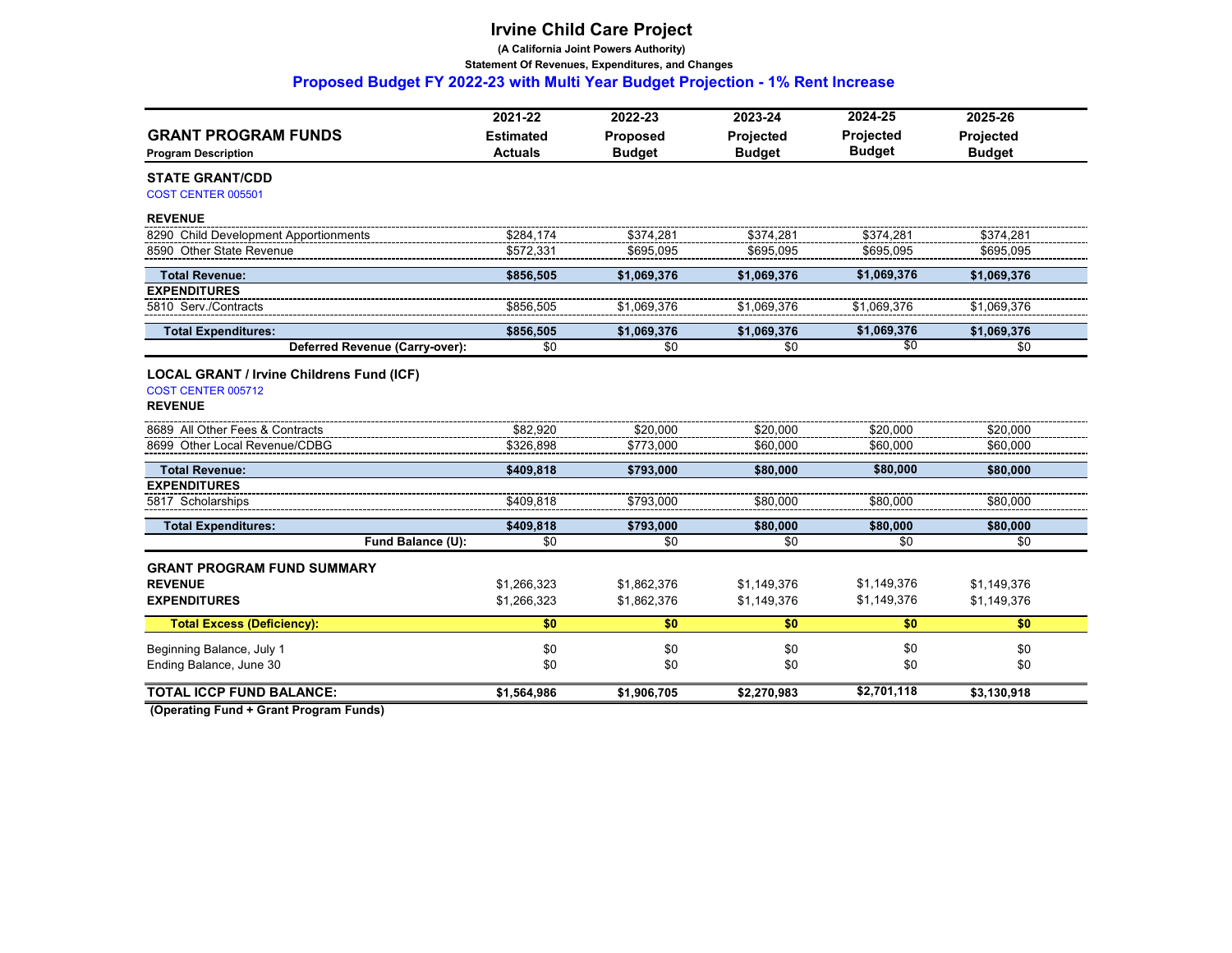# Irvine Child Care Project

**(A California Joint Powers Authority)**

**Statement Of Revenues, Expenditures, and Changes**

## Proposed Budget FY 2022-23 with Multi Year Budget Projection - 1% Rent Increase

| GRANT PROGRAM FUNDS<br>Program Description | 2021-22<br>Estimated<br>Actuals | 2022-23<br>Proposed<br>Budget | 2023-24<br>Projected<br>Budget | 2024-25<br>Projected<br>Budget | 2025-26<br>Projected<br>Budget |
|---|---|---|---|---|---|
| **STATE GRANT/CDD** | | | | | |
| COST CENTER 005501 | | | | | |
| **REVENUE** | | | | | |
| 8290 Child Development Apportionments | $284,174 | $374,281 | $374,281 | $374,281 | $374,281 |
| 8590 Other State Revenue | $572,331 | $695,095 | $695,095 | $695,095 | $695,095 |
| **Total Revenue:** | **$856,505** | **$1,069,376** | **$1,069,376** | **$1,069,376** | **$1,069,376** |
| **EXPENDITURES** | | | | | |
| 5810 Serv./Contracts | $856,505 | $1,069,376 | $1,069,376 | $1,069,376 | $1,069,376 |
| **Total Expenditures:** | **$856,505** | **$1,069,376** | **$1,069,376** | **$1,069,376** | **$1,069,376** |
| **Deferred Revenue (Carry-over):** | $0 | $0 | $0 | $0 | $0 |
| **LOCAL GRANT / Irvine Childrens Fund (ICF)** | | | | | |
| COST CENTER 005712 | | | | | |
| **REVENUE** | | | | | |
| 8689 All Other Fees & Contracts | $82,920 | $20,000 | $20,000 | $20,000 | $20,000 |
| 8699 Other Local Revenue/CDBG | $326,898 | $773,000 | $60,000 | $60,000 | $60,000 |
| **Total Revenue:** | **$409,818** | **$793,000** | **$80,000** | **$80,000** | **$80,000** |
| **EXPENDITURES** | | | | | |
| 5817 Scholarships | $409,818 | $793,000 | $80,000 | $80,000 | $80,000 |
| **Total Expenditures:** | **$409,818** | **$793,000** | **$80,000** | **$80,000** | **$80,000** |
| **Fund Balance (U):** | $0 | $0 | $0 | $0 | $0 |
| **GRANT PROGRAM FUND SUMMARY** | | | | | |
| **REVENUE** | $1,266,323 | $1,862,376 | $1,149,376 | $1,149,376 | $1,149,376 |
| **EXPENDITURES** | $1,266,323 | $1,862,376 | $1,149,376 | $1,149,376 | $1,149,376 |
| **Total Excess (Deficiency):** | **$0** | **$0** | **$0** | **$0** | **$0** |
| Beginning Balance, July 1 | $0 | $0 | $0 | $0 | $0 |
| Ending Balance, June 30 | $0 | $0 | $0 | $0 | $0 |
| **TOTAL ICCP FUND BALANCE:** | **$1,564,986** | **$1,906,705** | **$2,270,983** | **$2,701,118** | **$3,130,918** |

**(Operating Fund + Grant Program Funds)**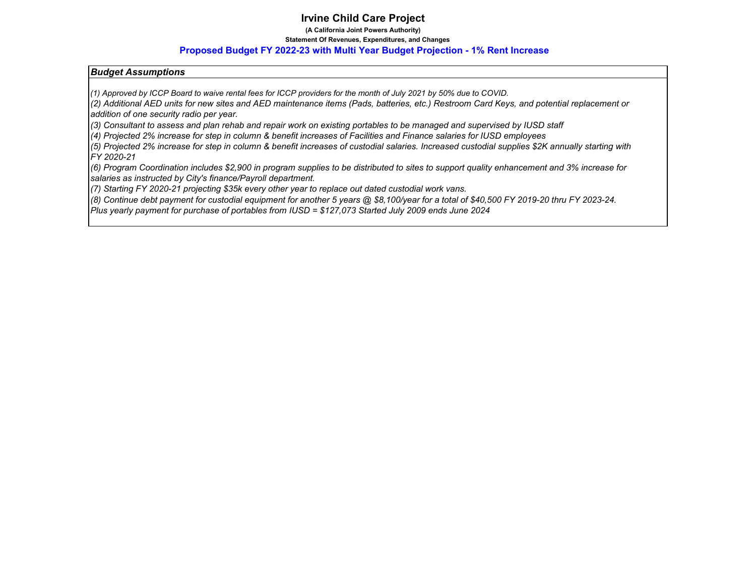# Irvine Child Care Project

**(A California Joint Powers Authority)**

**Statement Of Revenues, Expenditures, and Changes**

## Proposed Budget FY 2022-23 with Multi Year Budget Projection - 1% Rent Increase

***Budget Assumptions***

*(1) Approved by ICCP Board to waive rental fees for ICCP providers for the month of July 2021 by 50% due to COVID.*

*(2) Additional AED units for new sites and AED maintenance items (Pads, batteries, etc.) Restroom Card Keys, and potential replacement or addition of one security radio per year.*

*(3) Consultant to assess and plan rehab and repair work on existing portables to be managed and supervised by IUSD staff*

*(4) Projected 2% increase for step in column & benefit increases of Facilities and Finance salaries for IUSD employees*

*(5) Projected 2% increase for step in column & benefit increases of custodial salaries. Increased custodial supplies $2K annually starting with FY 2020-21*

*(6) Program Coordination includes $2,900 in program supplies to be distributed to sites to support quality enhancement and 3% increase for salaries as instructed by City's finance/Payroll department.*

*(7) Starting FY 2020-21 projecting $35k every other year to replace out dated custodial work vans.*

*(8) Continue debt payment for custodial equipment for another 5 years @ $8,100/year for a total of $40,500 FY 2019-20 thru FY 2023-24. Plus yearly payment for purchase of portables from IUSD = $127,073 Started July 2009 ends June 2024*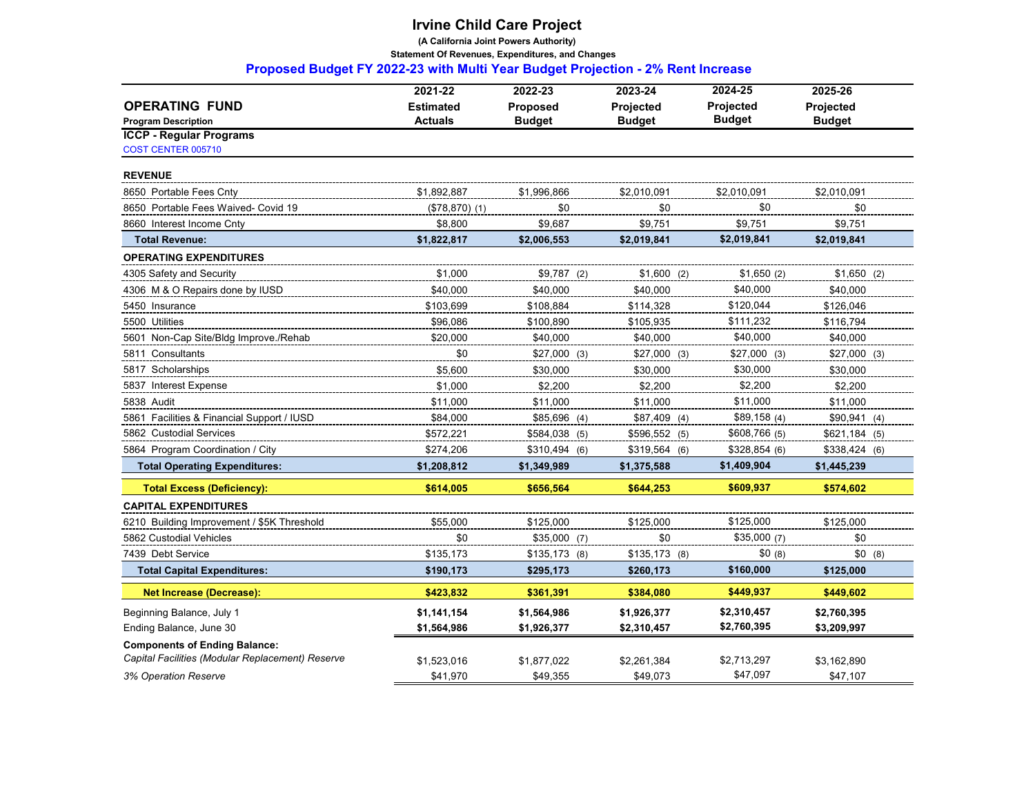# Irvine Child Care Project

**(A California Joint Powers Authority)**

**Statement Of Revenues, Expenditures, and Changes**

## Proposed Budget FY 2022-23 with Multi Year Budget Projection - 2% Rent Increase

| OPERATING FUND<br>Program Description | 2021-22<br>Estimated<br>Actuals | 2022-23<br>Proposed<br>Budget | 2023-24<br>Projected<br>Budget | 2024-25<br>Projected<br>Budget | 2025-26<br>Projected<br>Budget |
|---|---|---|---|---|---|
| **ICCP - Regular Programs** | | | | | |
| COST CENTER 005710 | | | | | |
| **REVENUE** | | | | | |
| 8650 Portable Fees Cnty | $1,892,887 | $1,996,866 | $2,010,091 | $2,010,091 | $2,010,091 |
| 8650 Portable Fees Waived- Covid 19 | ($78,870) (1) | $0 | $0 | $0 | $0 |
| 8660 Interest Income Cnty | $8,800 | $9,687 | $9,751 | $9,751 | $9,751 |
| **Total Revenue:** | **$1,822,817** | **$2,006,553** | **$2,019,841** | **$2,019,841** | **$2,019,841** |
| **OPERATING EXPENDITURES** | | | | | |
| 4305 Safety and Security | $1,000 | $9,787 (2) | $1,600 (2) | $1,650 (2) | $1,650 (2) |
| 4306 M & O Repairs done by IUSD | $40,000 | $40,000 | $40,000 | $40,000 | $40,000 |
| 5450 Insurance | $103,699 | $108,884 | $114,328 | $120,044 | $126,046 |
| 5500 Utilities | $96,086 | $100,890 | $105,935 | $111,232 | $116,794 |
| 5601 Non-Cap Site/Bldg Improve./Rehab | $20,000 | $40,000 | $40,000 | $40,000 | $40,000 |
| 5811 Consultants | $0 | $27,000 (3) | $27,000 (3) | $27,000 (3) | $27,000 (3) |
| 5817 Scholarships | $5,600 | $30,000 | $30,000 | $30,000 | $30,000 |
| 5837 Interest Expense | $1,000 | $2,200 | $2,200 | $2,200 | $2,200 |
| 5838 Audit | $11,000 | $11,000 | $11,000 | $11,000 | $11,000 |
| 5861 Facilities & Financial Support / IUSD | $84,000 | $85,696 (4) | $87,409 (4) | $89,158 (4) | $90,941 (4) |
| 5862 Custodial Services | $572,221 | $584,038 (5) | $596,552 (5) | $608,766 (5) | $621,184 (5) |
| 5864 Program Coordination / City | $274,206 | $310,494 (6) | $319,564 (6) | $328,854 (6) | $338,424 (6) |
| **Total Operating Expenditures:** | **$1,208,812** | **$1,349,989** | **$1,375,588** | **$1,409,904** | **$1,445,239** |
| **Total Excess (Deficiency):** | **$614,005** | **$656,564** | **$644,253** | **$609,937** | **$574,602** |
| **CAPITAL EXPENDITURES** | | | | | |
| 6210 Building Improvement / $5K Threshold | $55,000 | $125,000 | $125,000 | $125,000 | $125,000 |
| 5862 Custodial Vehicles | $0 | $35,000 (7) | $0 | $35,000 (7) | $0 |
| 7439 Debt Service | $135,173 | $135,173 (8) | $135,173 (8) | $0 (8) | $0 (8) |
| **Total Capital Expenditures:** | **$190,173** | **$295,173** | **$260,173** | **$160,000** | **$125,000** |
| **Net Increase (Decrease):** | **$423,832** | **$361,391** | **$384,080** | **$449,937** | **$449,602** |
| Beginning Balance, July 1 | **$1,141,154** | **$1,564,986** | **$1,926,377** | **$2,310,457** | **$2,760,395** |
| Ending Balance, June 30 | **$1,564,986** | **$1,926,377** | **$2,310,457** | **$2,760,395** | **$3,209,997** |
| **Components of Ending Balance:** | | | | | |
| *Capital Facilities (Modular Replacement) Reserve* | $1,523,016 | $1,877,022 | $2,261,384 | $2,713,297 | $3,162,890 |
| *3% Operation Reserve* | $41,970 | $49,355 | $49,073 | $47,097 | $47,107 |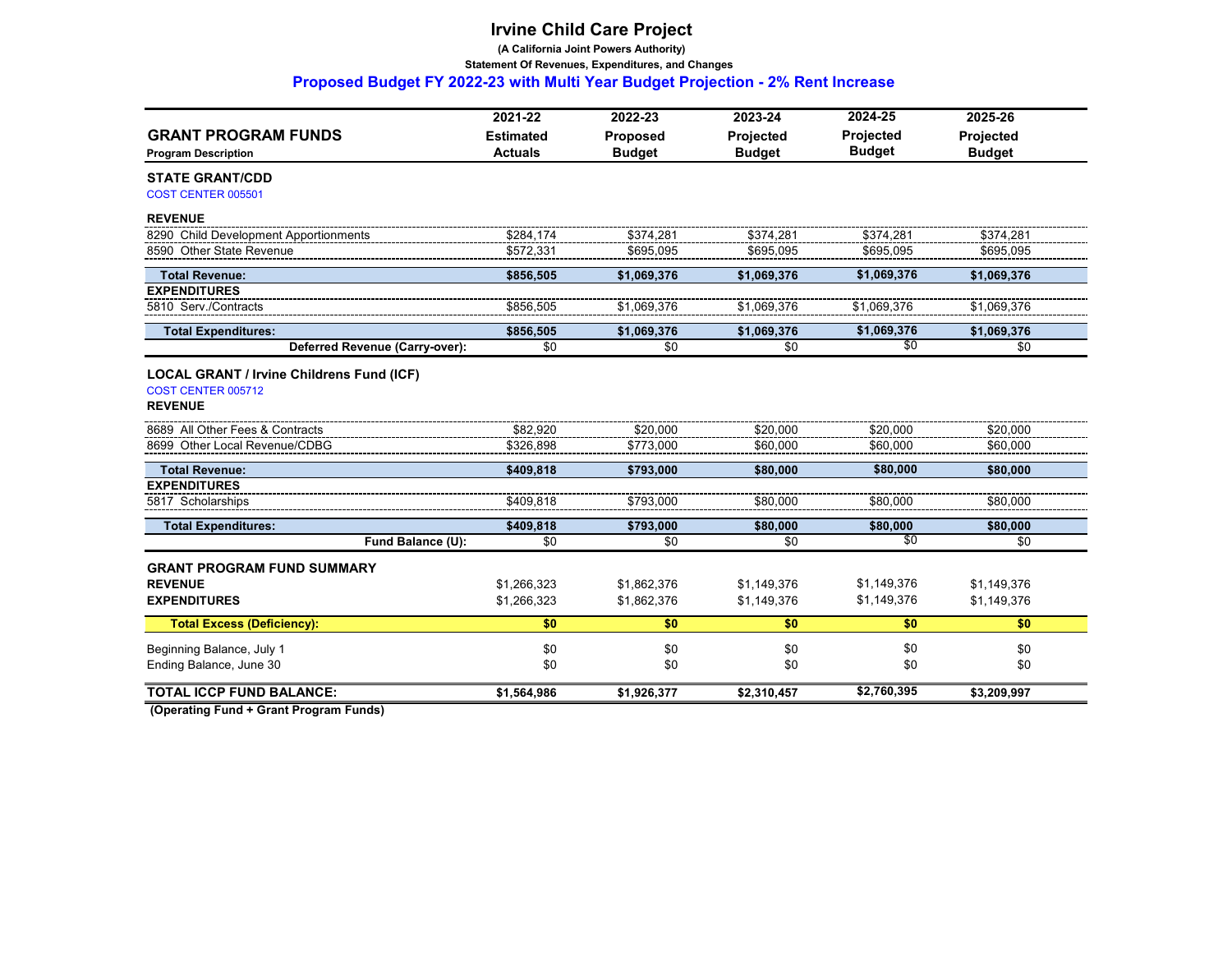# Irvine Child Care Project

**(A California Joint Powers Authority)**

**Statement Of Revenues, Expenditures, and Changes**

## Proposed Budget FY 2022-23 with Multi Year Budget Projection - 2% Rent Increase

| **GRANT PROGRAM FUNDS** Program Description | 2021-22 Estimated Actuals | 2022-23 Proposed Budget | 2023-24 Projected Budget | 2024-25 Projected Budget | 2025-26 Projected Budget |
|---|---|---|---|---|---|
| **STATE GRANT/CDD** | | | | | |
| COST CENTER 005501 | | | | | |
| **REVENUE** | | | | | |
| 8290 Child Development Apportionments | $284,174 | $374,281 | $374,281 | $374,281 | $374,281 |
| 8590 Other State Revenue | $572,331 | $695,095 | $695,095 | $695,095 | $695,095 |
| **Total Revenue:** | **$856,505** | **$1,069,376** | **$1,069,376** | **$1,069,376** | **$1,069,376** |
| **EXPENDITURES** | | | | | |
| 5810 Serv./Contracts | $856,505 | $1,069,376 | $1,069,376 | $1,069,376 | $1,069,376 |
| **Total Expenditures:** | **$856,505** | **$1,069,376** | **$1,069,376** | **$1,069,376** | **$1,069,376** |
| **Deferred Revenue (Carry-over):** | $0 | $0 | $0 | $0 | $0 |
| **LOCAL GRANT / Irvine Childrens Fund (ICF)** | | | | | |
| COST CENTER 005712 | | | | | |
| **REVENUE** | | | | | |
| 8689 All Other Fees & Contracts | $82,920 | $20,000 | $20,000 | $20,000 | $20,000 |
| 8699 Other Local Revenue/CDBG | $326,898 | $773,000 | $60,000 | $60,000 | $60,000 |
| **Total Revenue:** | **$409,818** | **$793,000** | **$80,000** | **$80,000** | **$80,000** |
| **EXPENDITURES** | | | | | |
| 5817 Scholarships | $409,818 | $793,000 | $80,000 | $80,000 | $80,000 |
| **Total Expenditures:** | **$409,818** | **$793,000** | **$80,000** | **$80,000** | **$80,000** |
| **Fund Balance (U):** | $0 | $0 | $0 | $0 | $0 |
| **GRANT PROGRAM FUND SUMMARY** | | | | | |
| **REVENUE** | $1,266,323 | $1,862,376 | $1,149,376 | $1,149,376 | $1,149,376 |
| **EXPENDITURES** | $1,266,323 | $1,862,376 | $1,149,376 | $1,149,376 | $1,149,376 |
| **Total Excess (Deficiency):** | **$0** | **$0** | **$0** | **$0** | **$0** |
| Beginning Balance, July 1 | $0 | $0 | $0 | $0 | $0 |
| Ending Balance, June 30 | $0 | $0 | $0 | $0 | $0 |
| **TOTAL ICCP FUND BALANCE:** | **$1,564,986** | **$1,926,377** | **$2,310,457** | **$2,760,395** | **$3,209,997** |

**(Operating Fund + Grant Program Funds)**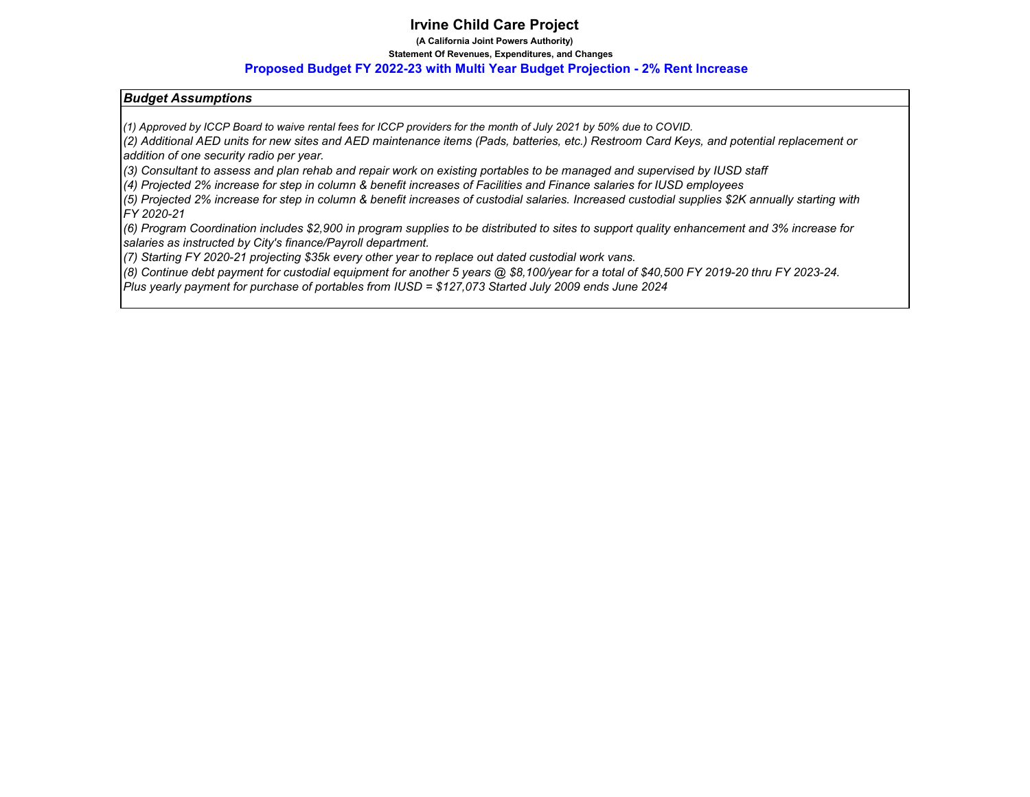# Irvine Child Care Project

**(A California Joint Powers Authority)**

**Statement Of Revenues, Expenditures, and Changes**

**Proposed Budget FY 2022-23 with Multi Year Budget Projection - 2% Rent Increase**

***Budget Assumptions***

*(1) Approved by ICCP Board to waive rental fees for ICCP providers for the month of July 2021 by 50% due to COVID.*

*(2) Additional AED units for new sites and AED maintenance items (Pads, batteries, etc.) Restroom Card Keys, and potential replacement or addition of one security radio per year.*

*(3) Consultant to assess and plan rehab and repair work on existing portables to be managed and supervised by IUSD staff*

*(4) Projected 2% increase for step in column & benefit increases of Facilities and Finance salaries for IUSD employees*

*(5) Projected 2% increase for step in column & benefit increases of custodial salaries. Increased custodial supplies $2K annually starting with FY 2020-21*

*(6) Program Coordination includes $2,900 in program supplies to be distributed to sites to support quality enhancement and 3% increase for salaries as instructed by City's finance/Payroll department.*

*(7) Starting FY 2020-21 projecting $35k every other year to replace out dated custodial work vans.*

*(8) Continue debt payment for custodial equipment for another 5 years @ $8,100/year for a total of $40,500 FY 2019-20 thru FY 2023-24. Plus yearly payment for purchase of portables from IUSD = $127,073 Started July 2009 ends June 2024*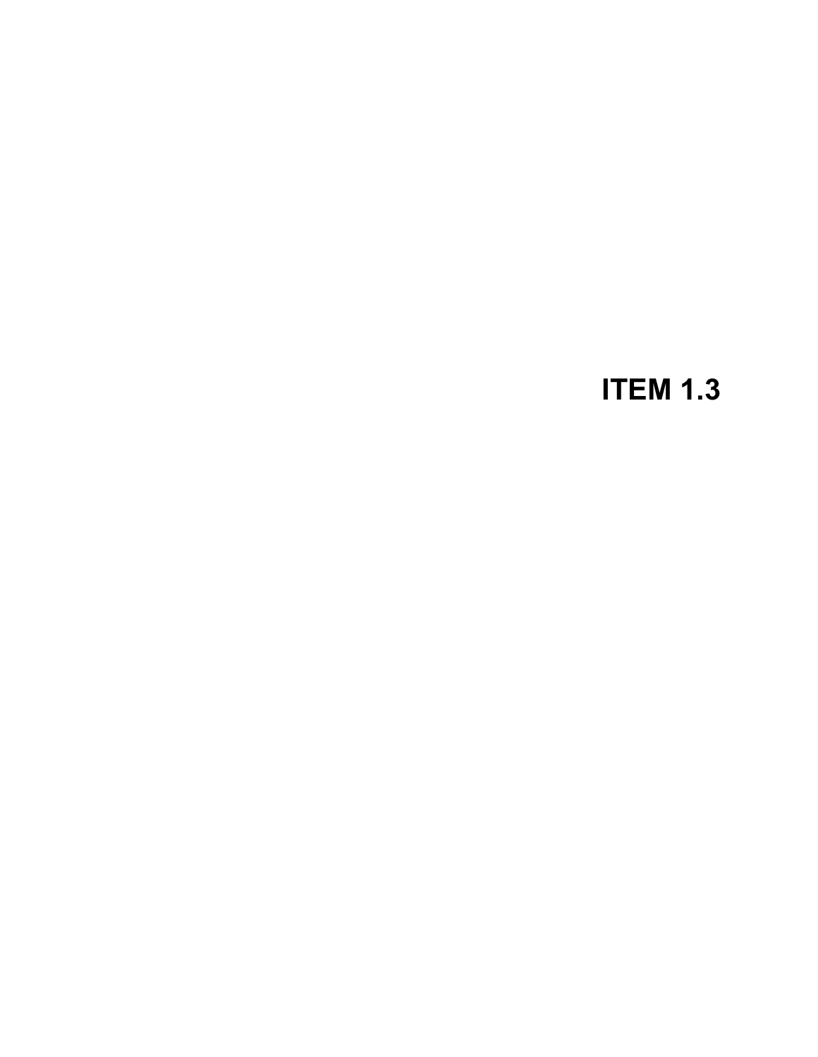# ITEM 1.3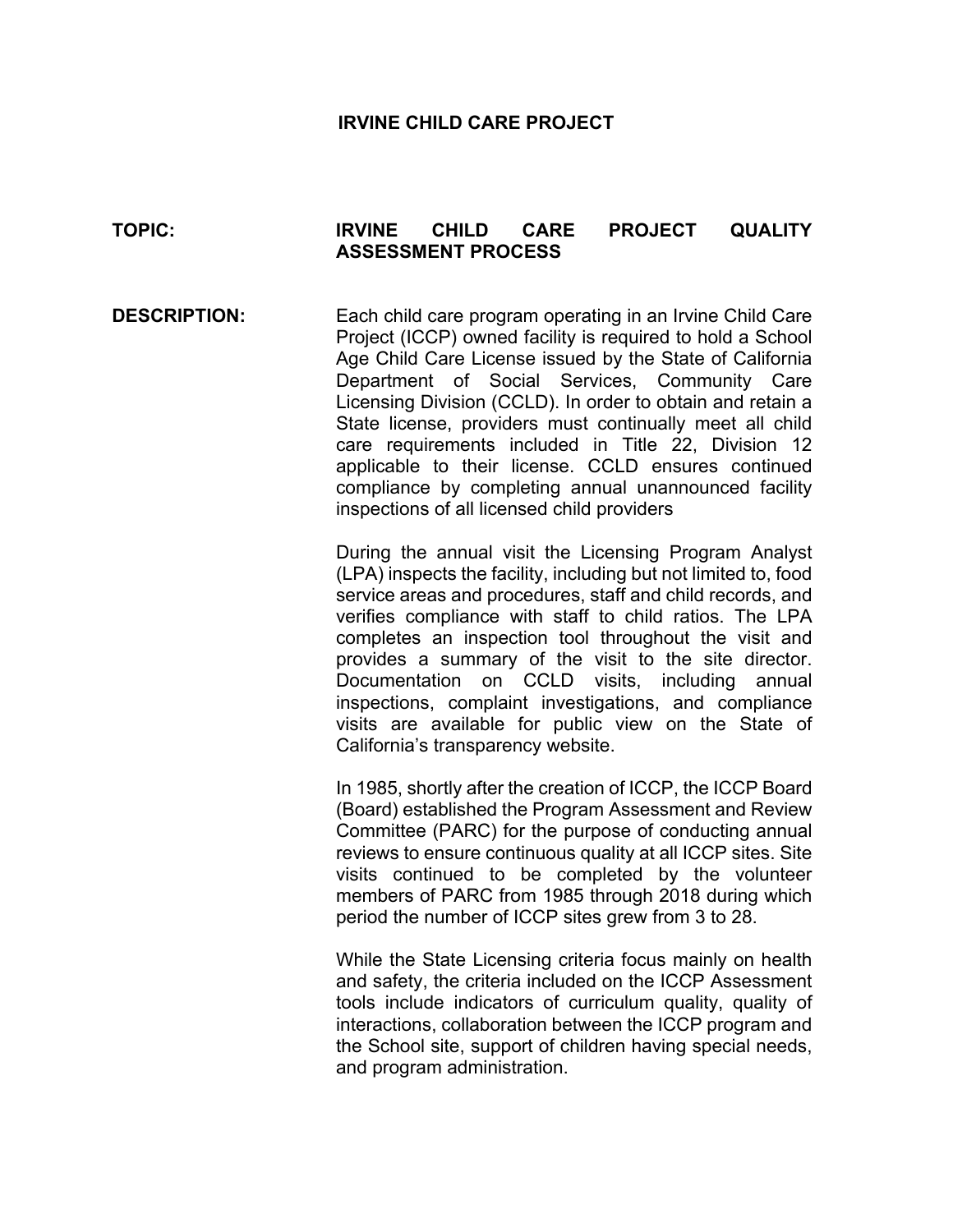# IRVINE CHILD CARE PROJECT

**TOPIC:** **IRVINE CHILD CARE PROJECT QUALITY ASSESSMENT PROCESS**

**DESCRIPTION:** Each child care program operating in an Irvine Child Care Project (ICCP) owned facility is required to hold a School Age Child Care License issued by the State of California Department of Social Services, Community Care Licensing Division (CCLD). In order to obtain and retain a State license, providers must continually meet all child care requirements included in Title 22, Division 12 applicable to their license. CCLD ensures continued compliance by completing annual unannounced facility inspections of all licensed child providers

During the annual visit the Licensing Program Analyst (LPA) inspects the facility, including but not limited to, food service areas and procedures, staff and child records, and verifies compliance with staff to child ratios. The LPA completes an inspection tool throughout the visit and provides a summary of the visit to the site director. Documentation on CCLD visits, including annual inspections, complaint investigations, and compliance visits are available for public view on the State of California's transparency website.

In 1985, shortly after the creation of ICCP, the ICCP Board (Board) established the Program Assessment and Review Committee (PARC) for the purpose of conducting annual reviews to ensure continuous quality at all ICCP sites. Site visits continued to be completed by the volunteer members of PARC from 1985 through 2018 during which period the number of ICCP sites grew from 3 to 28.

While the State Licensing criteria focus mainly on health and safety, the criteria included on the ICCP Assessment tools include indicators of curriculum quality, quality of interactions, collaboration between the ICCP program and the School site, support of children having special needs, and program administration.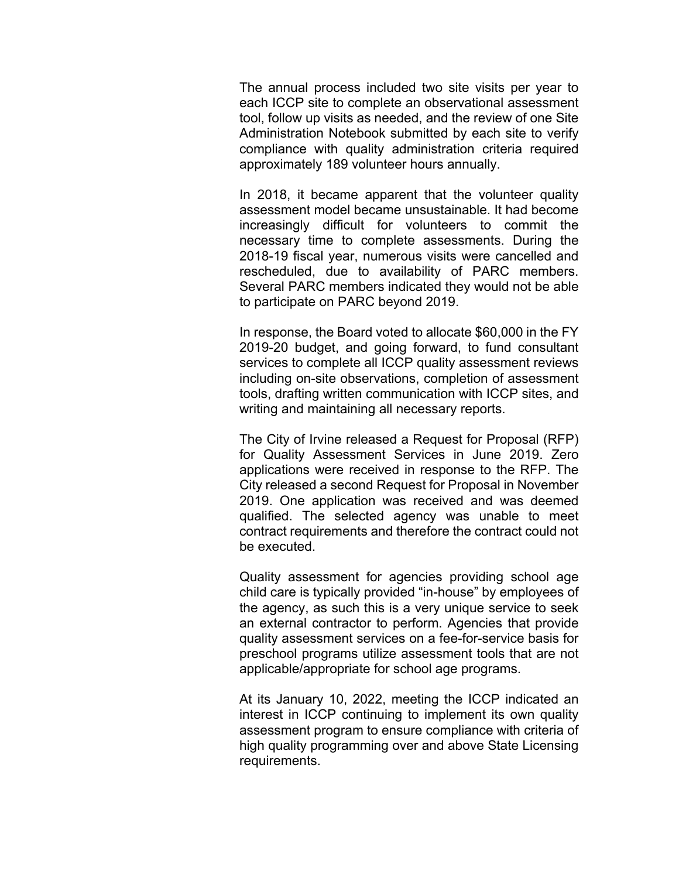The annual process included two site visits per year to each ICCP site to complete an observational assessment tool, follow up visits as needed, and the review of one Site Administration Notebook submitted by each site to verify compliance with quality administration criteria required approximately 189 volunteer hours annually.

In 2018, it became apparent that the volunteer quality assessment model became unsustainable. It had become increasingly difficult for volunteers to commit the necessary time to complete assessments. During the 2018-19 fiscal year, numerous visits were cancelled and rescheduled, due to availability of PARC members. Several PARC members indicated they would not be able to participate on PARC beyond 2019.

In response, the Board voted to allocate $60,000 in the FY 2019-20 budget, and going forward, to fund consultant services to complete all ICCP quality assessment reviews including on-site observations, completion of assessment tools, drafting written communication with ICCP sites, and writing and maintaining all necessary reports.

The City of Irvine released a Request for Proposal (RFP) for Quality Assessment Services in June 2019. Zero applications were received in response to the RFP. The City released a second Request for Proposal in November 2019. One application was received and was deemed qualified. The selected agency was unable to meet contract requirements and therefore the contract could not be executed.

Quality assessment for agencies providing school age child care is typically provided "in-house" by employees of the agency, as such this is a very unique service to seek an external contractor to perform. Agencies that provide quality assessment services on a fee-for-service basis for preschool programs utilize assessment tools that are not applicable/appropriate for school age programs.

At its January 10, 2022, meeting the ICCP indicated an interest in ICCP continuing to implement its own quality assessment program to ensure compliance with criteria of high quality programming over and above State Licensing requirements.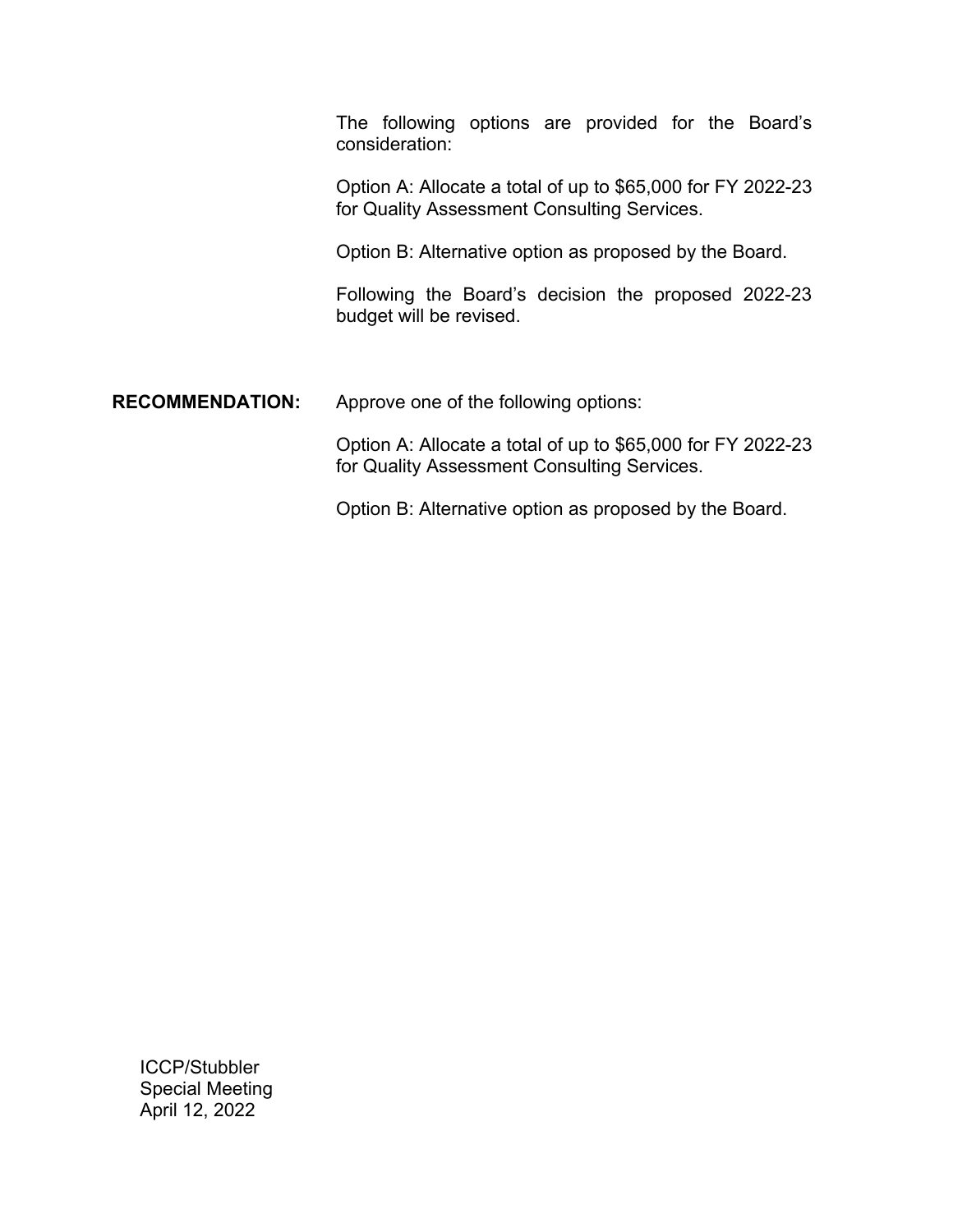The following options are provided for the Board's consideration:

Option A: Allocate a total of up to $65,000 for FY 2022-23 for Quality Assessment Consulting Services.

Option B: Alternative option as proposed by the Board.

Following the Board's decision the proposed 2022-23 budget will be revised.

**RECOMMENDATION:** Approve one of the following options:

Option A: Allocate a total of up to $65,000 for FY 2022-23 for Quality Assessment Consulting Services.

Option B: Alternative option as proposed by the Board.

ICCP/Stubbler
Special Meeting
April 12, 2022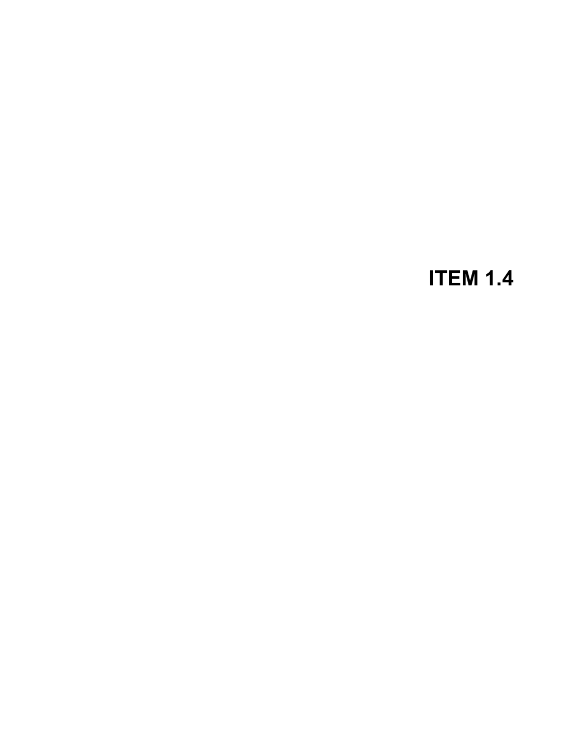# ITEM 1.4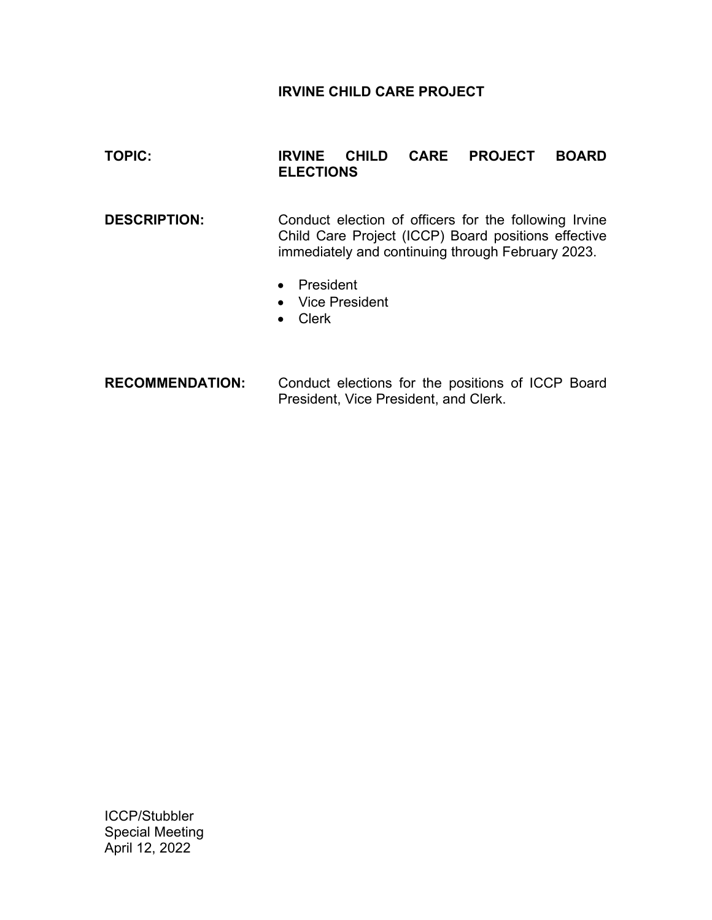# IRVINE CHILD CARE PROJECT

**TOPIC:** **IRVINE CHILD CARE PROJECT BOARD ELECTIONS**

**DESCRIPTION:** Conduct election of officers for the following Irvine Child Care Project (ICCP) Board positions effective immediately and continuing through February 2023.

- President
- Vice President
- Clerk

**RECOMMENDATION:** Conduct elections for the positions of ICCP Board President, Vice President, and Clerk.

ICCP/Stubbler
Special Meeting
April 12, 2022